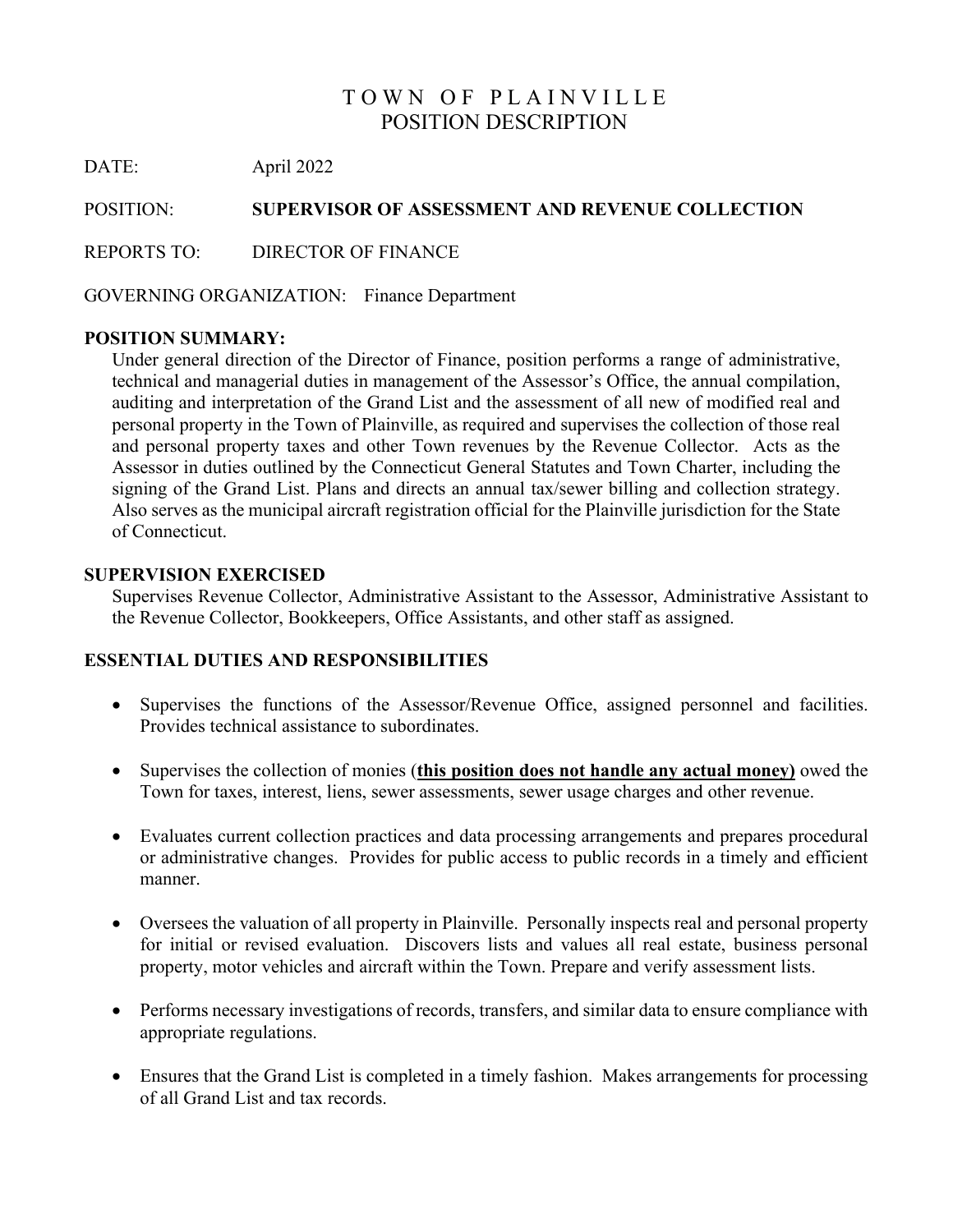# TOWN OF PLAINVILLE
## POSITION DESCRIPTION

DATE: April 2022

POSITION: **SUPERVISOR OF ASSESSMENT AND REVENUE COLLECTION**

REPORTS TO: DIRECTOR OF FINANCE

GOVERNING ORGANIZATION: Finance Department

**POSITION SUMMARY:**

Under general direction of the Director of Finance, position performs a range of administrative, technical and managerial duties in management of the Assessor's Office, the annual compilation, auditing and interpretation of the Grand List and the assessment of all new of modified real and personal property in the Town of Plainville, as required and supervises the collection of those real and personal property taxes and other Town revenues by the Revenue Collector. Acts as the Assessor in duties outlined by the Connecticut General Statutes and Town Charter, including the signing of the Grand List. Plans and directs an annual tax/sewer billing and collection strategy. Also serves as the municipal aircraft registration official for the Plainville jurisdiction for the State of Connecticut.

**SUPERVISION EXERCISED**

Supervises Revenue Collector, Administrative Assistant to the Assessor, Administrative Assistant to the Revenue Collector, Bookkeepers, Office Assistants, and other staff as assigned.

**ESSENTIAL DUTIES AND RESPONSIBILITIES**

- Supervises the functions of the Assessor/Revenue Office, assigned personnel and facilities. Provides technical assistance to subordinates.
- Supervises the collection of monies (**this position does not handle any actual money)** owed the Town for taxes, interest, liens, sewer assessments, sewer usage charges and other revenue.
- Evaluates current collection practices and data processing arrangements and prepares procedural or administrative changes. Provides for public access to public records in a timely and efficient manner.
- Oversees the valuation of all property in Plainville. Personally inspects real and personal property for initial or revised evaluation. Discovers lists and values all real estate, business personal property, motor vehicles and aircraft within the Town. Prepare and verify assessment lists.
- Performs necessary investigations of records, transfers, and similar data to ensure compliance with appropriate regulations.
- Ensures that the Grand List is completed in a timely fashion. Makes arrangements for processing of all Grand List and tax records.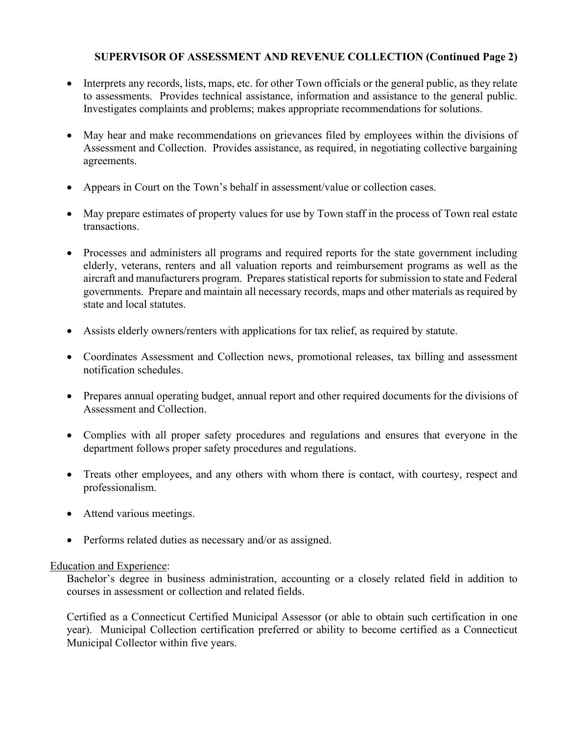**SUPERVISOR OF ASSESSMENT AND REVENUE COLLECTION (Continued Page 2)**

- Interprets any records, lists, maps, etc. for other Town officials or the general public, as they relate to assessments. Provides technical assistance, information and assistance to the general public. Investigates complaints and problems; makes appropriate recommendations for solutions.

- May hear and make recommendations on grievances filed by employees within the divisions of Assessment and Collection. Provides assistance, as required, in negotiating collective bargaining agreements.

- Appears in Court on the Town's behalf in assessment/value or collection cases.

- May prepare estimates of property values for use by Town staff in the process of Town real estate transactions.

- Processes and administers all programs and required reports for the state government including elderly, veterans, renters and all valuation reports and reimbursement programs as well as the aircraft and manufacturers program. Prepares statistical reports for submission to state and Federal governments. Prepare and maintain all necessary records, maps and other materials as required by state and local statutes.

- Assists elderly owners/renters with applications for tax relief, as required by statute.

- Coordinates Assessment and Collection news, promotional releases, tax billing and assessment notification schedules.

- Prepares annual operating budget, annual report and other required documents for the divisions of Assessment and Collection.

- Complies with all proper safety procedures and regulations and ensures that everyone in the department follows proper safety procedures and regulations.

- Treats other employees, and any others with whom there is contact, with courtesy, respect and professionalism.

- Attend various meetings.

- Performs related duties as necessary and/or as assigned.

Education and Experience:

Bachelor's degree in business administration, accounting or a closely related field in addition to courses in assessment or collection and related fields.

Certified as a Connecticut Certified Municipal Assessor (or able to obtain such certification in one year). Municipal Collection certification preferred or ability to become certified as a Connecticut Municipal Collector within five years.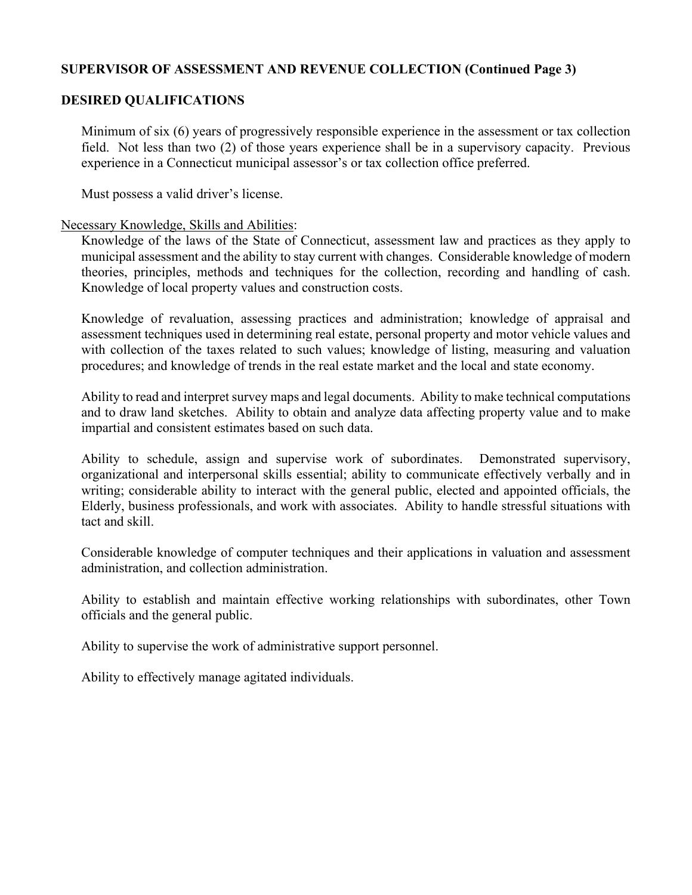**SUPERVISOR OF ASSESSMENT AND REVENUE COLLECTION (Continued Page 3)**

## DESIRED QUALIFICATIONS

Minimum of six (6) years of progressively responsible experience in the assessment or tax collection field. Not less than two (2) of those years experience shall be in a supervisory capacity. Previous experience in a Connecticut municipal assessor's or tax collection office preferred.

Must possess a valid driver's license.

<u>Necessary Knowledge, Skills and Abilities</u>:

Knowledge of the laws of the State of Connecticut, assessment law and practices as they apply to municipal assessment and the ability to stay current with changes. Considerable knowledge of modern theories, principles, methods and techniques for the collection, recording and handling of cash. Knowledge of local property values and construction costs.

Knowledge of revaluation, assessing practices and administration; knowledge of appraisal and assessment techniques used in determining real estate, personal property and motor vehicle values and with collection of the taxes related to such values; knowledge of listing, measuring and valuation procedures; and knowledge of trends in the real estate market and the local and state economy.

Ability to read and interpret survey maps and legal documents. Ability to make technical computations and to draw land sketches. Ability to obtain and analyze data affecting property value and to make impartial and consistent estimates based on such data.

Ability to schedule, assign and supervise work of subordinates. Demonstrated supervisory, organizational and interpersonal skills essential; ability to communicate effectively verbally and in writing; considerable ability to interact with the general public, elected and appointed officials, the Elderly, business professionals, and work with associates. Ability to handle stressful situations with tact and skill.

Considerable knowledge of computer techniques and their applications in valuation and assessment administration, and collection administration.

Ability to establish and maintain effective working relationships with subordinates, other Town officials and the general public.

Ability to supervise the work of administrative support personnel.

Ability to effectively manage agitated individuals.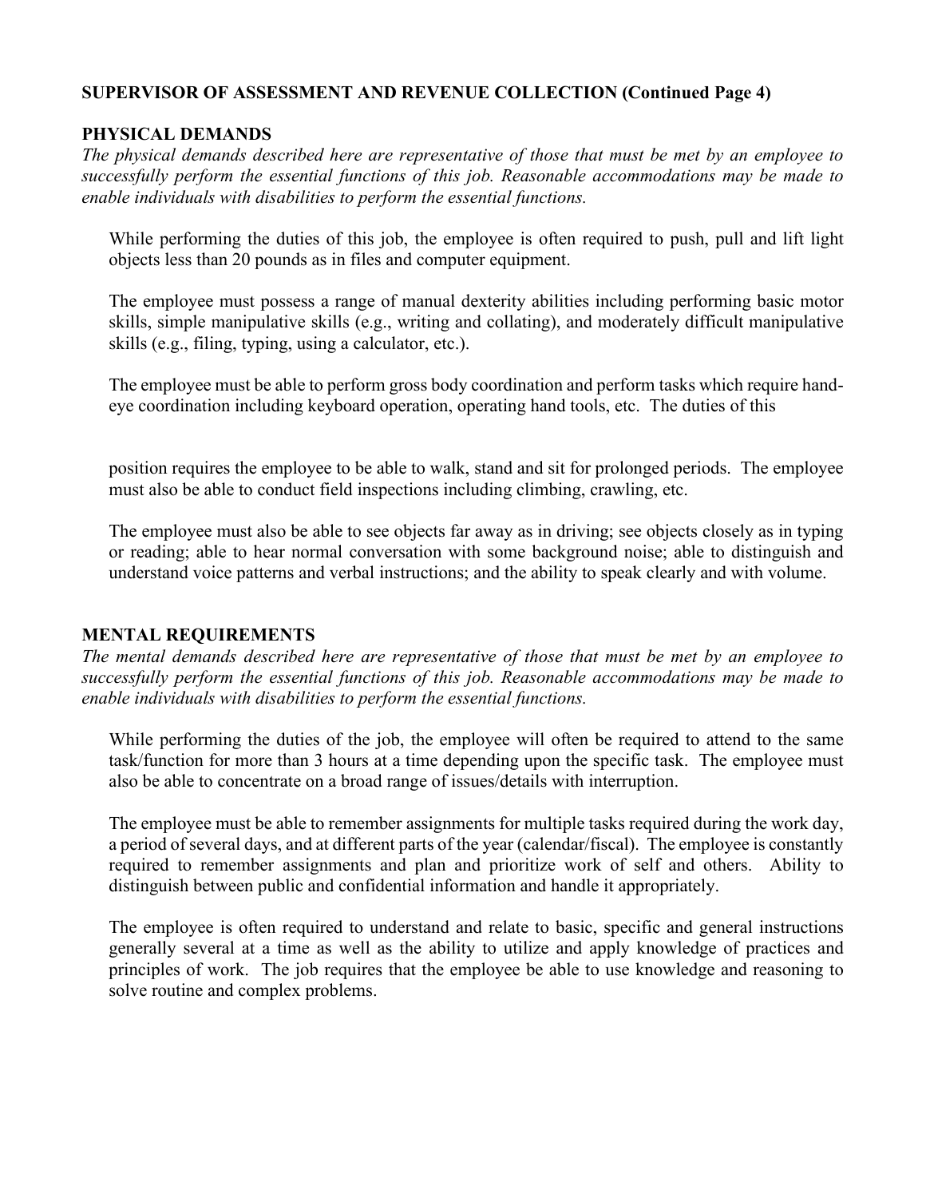**SUPERVISOR OF ASSESSMENT AND REVENUE COLLECTION (Continued Page 4)**

## PHYSICAL DEMANDS

*The physical demands described here are representative of those that must be met by an employee to successfully perform the essential functions of this job. Reasonable accommodations may be made to enable individuals with disabilities to perform the essential functions.*

While performing the duties of this job, the employee is often required to push, pull and lift light objects less than 20 pounds as in files and computer equipment.

The employee must possess a range of manual dexterity abilities including performing basic motor skills, simple manipulative skills (e.g., writing and collating), and moderately difficult manipulative skills (e.g., filing, typing, using a calculator, etc.).

The employee must be able to perform gross body coordination and perform tasks which require hand-eye coordination including keyboard operation, operating hand tools, etc. The duties of this position requires the employee to be able to walk, stand and sit for prolonged periods. The employee must also be able to conduct field inspections including climbing, crawling, etc.

The employee must also be able to see objects far away as in driving; see objects closely as in typing or reading; able to hear normal conversation with some background noise; able to distinguish and understand voice patterns and verbal instructions; and the ability to speak clearly and with volume.

## MENTAL REQUIREMENTS

*The mental demands described here are representative of those that must be met by an employee to successfully perform the essential functions of this job. Reasonable accommodations may be made to enable individuals with disabilities to perform the essential functions.*

While performing the duties of the job, the employee will often be required to attend to the same task/function for more than 3 hours at a time depending upon the specific task. The employee must also be able to concentrate on a broad range of issues/details with interruption.

The employee must be able to remember assignments for multiple tasks required during the work day, a period of several days, and at different parts of the year (calendar/fiscal). The employee is constantly required to remember assignments and plan and prioritize work of self and others. Ability to distinguish between public and confidential information and handle it appropriately.

The employee is often required to understand and relate to basic, specific and general instructions generally several at a time as well as the ability to utilize and apply knowledge of practices and principles of work. The job requires that the employee be able to use knowledge and reasoning to solve routine and complex problems.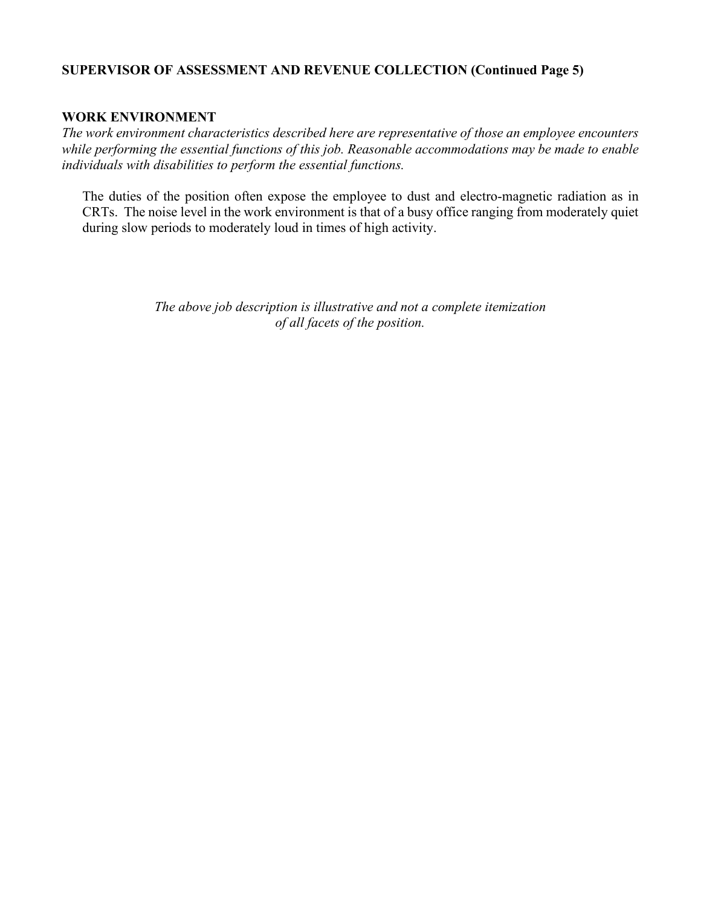**SUPERVISOR OF ASSESSMENT AND REVENUE COLLECTION (Continued Page 5)**

## WORK ENVIRONMENT

*The work environment characteristics described here are representative of those an employee encounters while performing the essential functions of this job. Reasonable accommodations may be made to enable individuals with disabilities to perform the essential functions.*

The duties of the position often expose the employee to dust and electro-magnetic radiation as in CRTs. The noise level in the work environment is that of a busy office ranging from moderately quiet during slow periods to moderately loud in times of high activity.

*The above job description is illustrative and not a complete itemization of all facets of the position.*